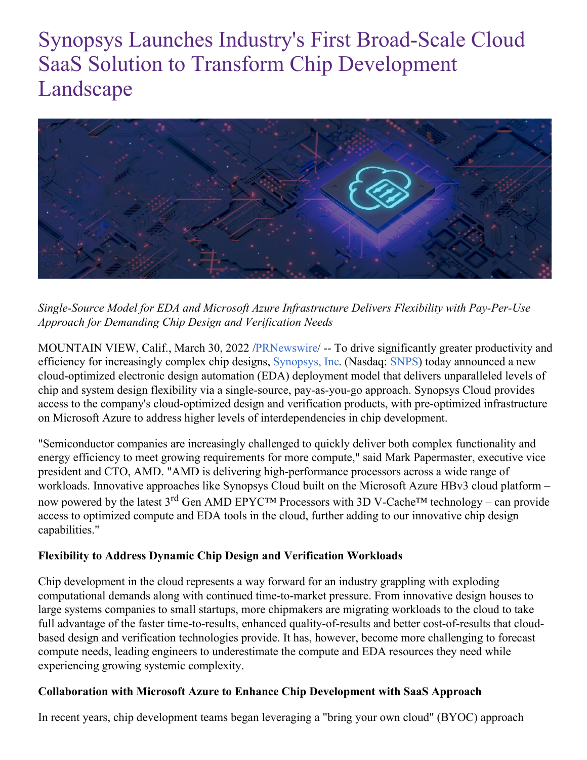# Synopsys Launches Industry's First Broad-Scale Cloud SaaS Solution to Transform Chip Development Landscape

*Single-Source Model for EDA and Microsoft Azure Infrastructure Delivers Flexibility with Pay-Per-Use Approach for Demanding Chip Design and Verification Needs*

MOUNTAIN VIEW, Calif., March 30, 2022 /PRNewswire/ -- To drive significantly greater productivity and efficiency for increasingly complex chip designs, Synopsys, Inc. (Nasdaq: SNPS) today announced a new cloud-optimized electronic design automation (EDA) deployment model that delivers unparalleled levels of chip and system design flexibility via a single-source, pay-as-you-go approach. Synopsys Cloud provides access to the company's cloud-optimized design and verification products, with pre-optimized infrastructure on Microsoft Azure to address higher levels of interdependencies in chip development.

"Semiconductor companies are increasingly challenged to quickly deliver both complex functionality and energy efficiency to meet growing requirements for more compute," said Mark Papermaster, executive vice president and CTO, AMD. "AMD is delivering high-performance processors across a wide range of workloads. Innovative approaches like Synopsys Cloud built on the Microsoft Azure HBv3 cloud platform – now powered by the latest 3rd Gen AMD EPYC™ Processors with 3D V-Cache™ technology – can provide access to optimized compute and EDA tools in the cloud, further adding to our innovative chip design capabilities."

**Flexibility to Address Dynamic Chip Design and Verification Workloads**

Chip development in the cloud represents a way forward for an industry grappling with exploding computational demands along with continued time-to-market pressure. From innovative design houses to large systems companies to small startups, more chipmakers are migrating workloads to the cloud to take full advantage of the faster time-to-results, enhanced quality-of-results and better cost-of-results that cloud-based design and verification technologies provide. It has, however, become more challenging to forecast compute needs, leading engineers to underestimate the compute and EDA resources they need while experiencing growing systemic complexity.

**Collaboration with Microsoft Azure to Enhance Chip Development with SaaS Approach**

In recent years, chip development teams began leveraging a "bring your own cloud" (BYOC) approach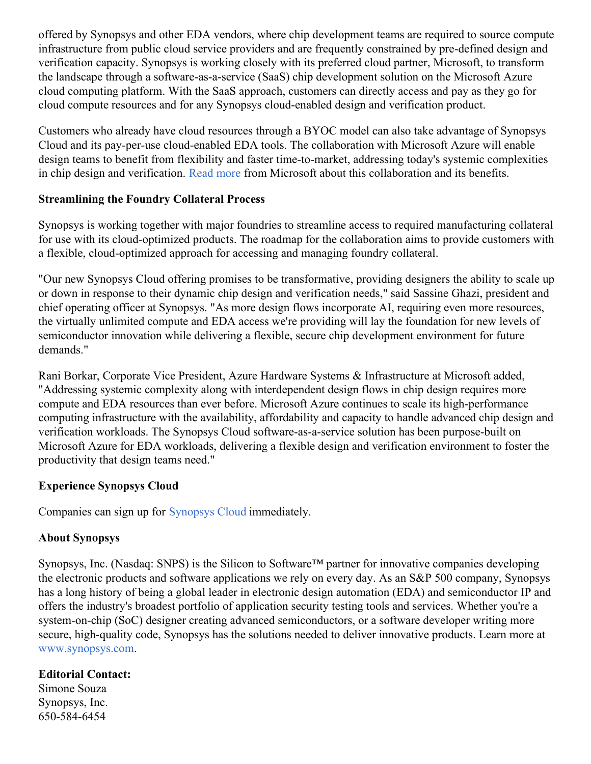offered by Synopsys and other EDA vendors, where chip development teams are required to source compute infrastructure from public cloud service providers and are frequently constrained by pre-defined design and verification capacity. Synopsys is working closely with its preferred cloud partner, Microsoft, to transform the landscape through a software-as-a-service (SaaS) chip development solution on the Microsoft Azure cloud computing platform. With the SaaS approach, customers can directly access and pay as they go for cloud compute resources and for any Synopsys cloud-enabled design and verification product.

Customers who already have cloud resources through a BYOC model can also take advantage of Synopsys Cloud and its pay-per-use cloud-enabled EDA tools. The collaboration with Microsoft Azure will enable design teams to benefit from flexibility and faster time-to-market, addressing today's systemic complexities in chip design and verification. Read more from Microsoft about this collaboration and its benefits.

**Streamlining the Foundry Collateral Process**

Synopsys is working together with major foundries to streamline access to required manufacturing collateral for use with its cloud-optimized products. The roadmap for the collaboration aims to provide customers with a flexible, cloud-optimized approach for accessing and managing foundry collateral.

"Our new Synopsys Cloud offering promises to be transformative, providing designers the ability to scale up or down in response to their dynamic chip design and verification needs," said Sassine Ghazi, president and chief operating officer at Synopsys. "As more design flows incorporate AI, requiring even more resources, the virtually unlimited compute and EDA access we're providing will lay the foundation for new levels of semiconductor innovation while delivering a flexible, secure chip development environment for future demands."

Rani Borkar, Corporate Vice President, Azure Hardware Systems & Infrastructure at Microsoft added, "Addressing systemic complexity along with interdependent design flows in chip design requires more compute and EDA resources than ever before. Microsoft Azure continues to scale its high-performance computing infrastructure with the availability, affordability and capacity to handle advanced chip design and verification workloads. The Synopsys Cloud software-as-a-service solution has been purpose-built on Microsoft Azure for EDA workloads, delivering a flexible design and verification environment to foster the productivity that design teams need."

**Experience Synopsys Cloud**

Companies can sign up for Synopsys Cloud immediately.

**About Synopsys**

Synopsys, Inc. (Nasdaq: SNPS) is the Silicon to Software™ partner for innovative companies developing the electronic products and software applications we rely on every day. As an S&P 500 company, Synopsys has a long history of being a global leader in electronic design automation (EDA) and semiconductor IP and offers the industry's broadest portfolio of application security testing tools and services. Whether you're a system-on-chip (SoC) designer creating advanced semiconductors, or a software developer writing more secure, high-quality code, Synopsys has the solutions needed to deliver innovative products. Learn more at www.synopsys.com.

**Editorial Contact:**
Simone Souza
Synopsys, Inc.
650-584-6454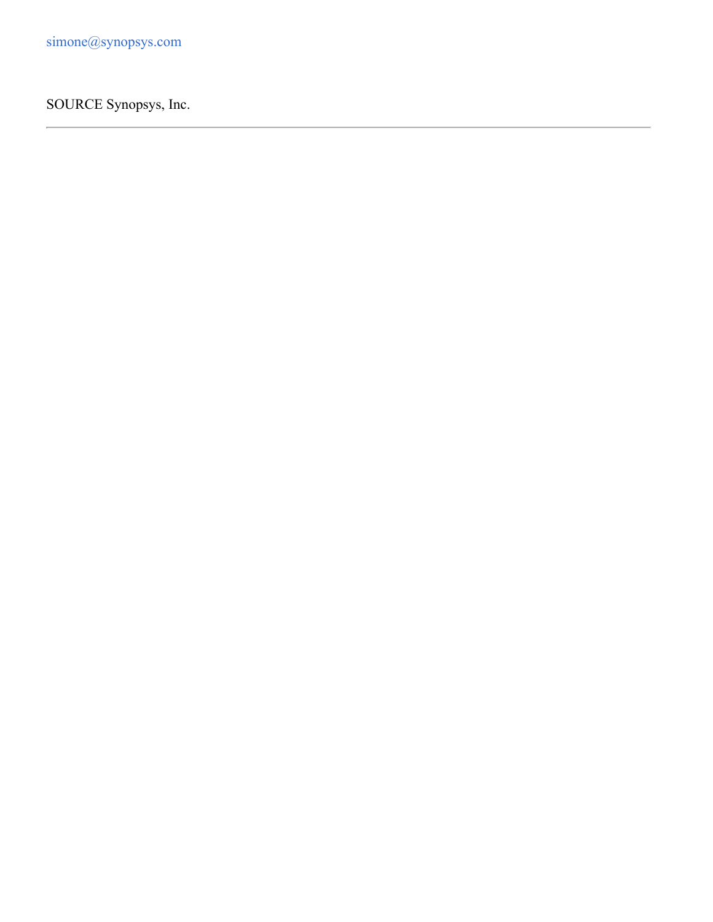simone@synopsys.com

SOURCE Synopsys, Inc.

---